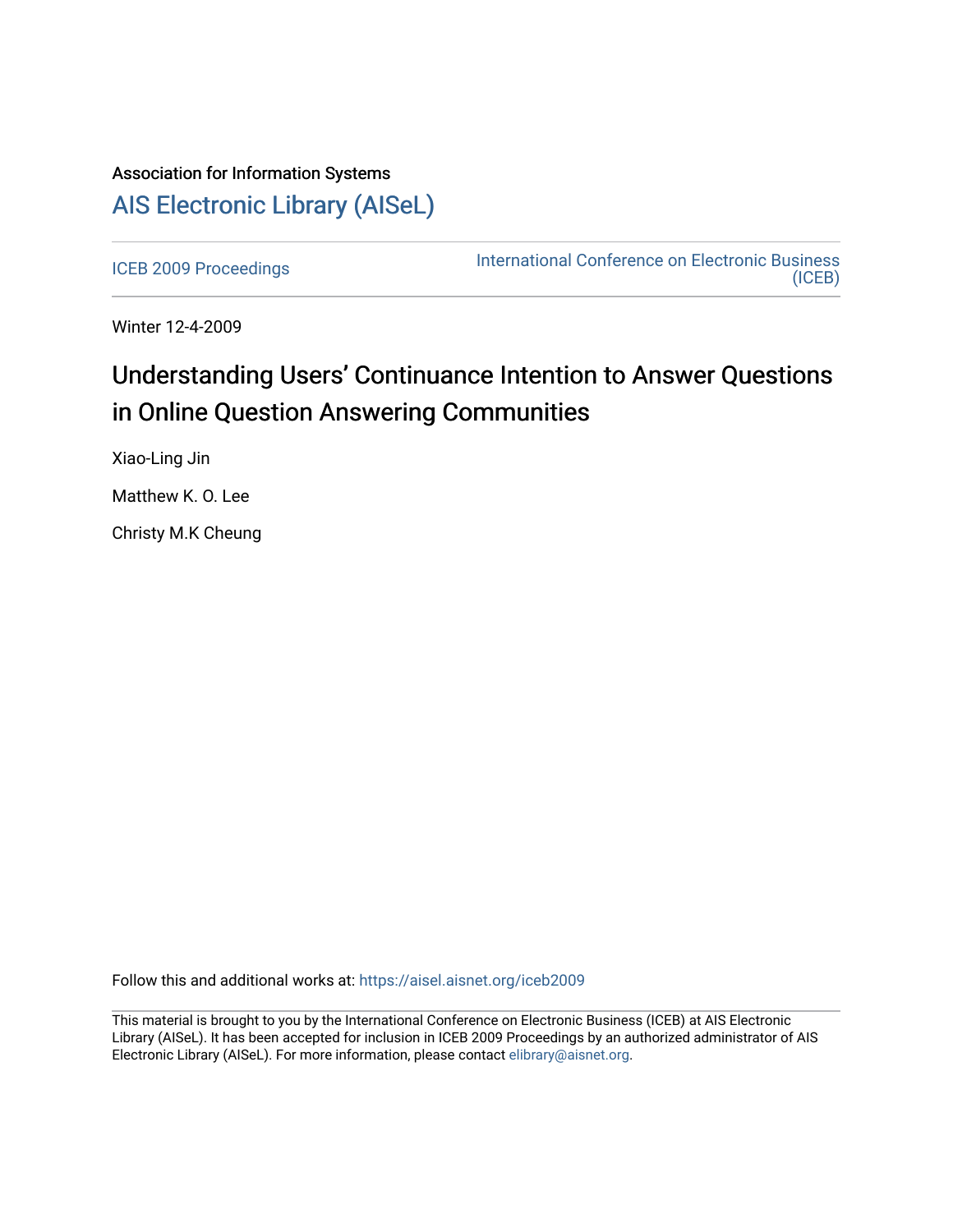Association for Information Systems

# AIS Electronic Library (AISeL)

ICEB 2009 Proceedings

International Conference on Electronic Business (ICEB)

Winter 12-4-2009

# Understanding Users' Continuance Intention to Answer Questions in Online Question Answering Communities

Xiao-Ling Jin

Matthew K. O. Lee

Christy M.K Cheung

Follow this and additional works at: https://aisel.aisnet.org/iceb2009

This material is brought to you by the International Conference on Electronic Business (ICEB) at AIS Electronic Library (AISeL). It has been accepted for inclusion in ICEB 2009 Proceedings by an authorized administrator of AIS Electronic Library (AISeL). For more information, please contact elibrary@aisnet.org.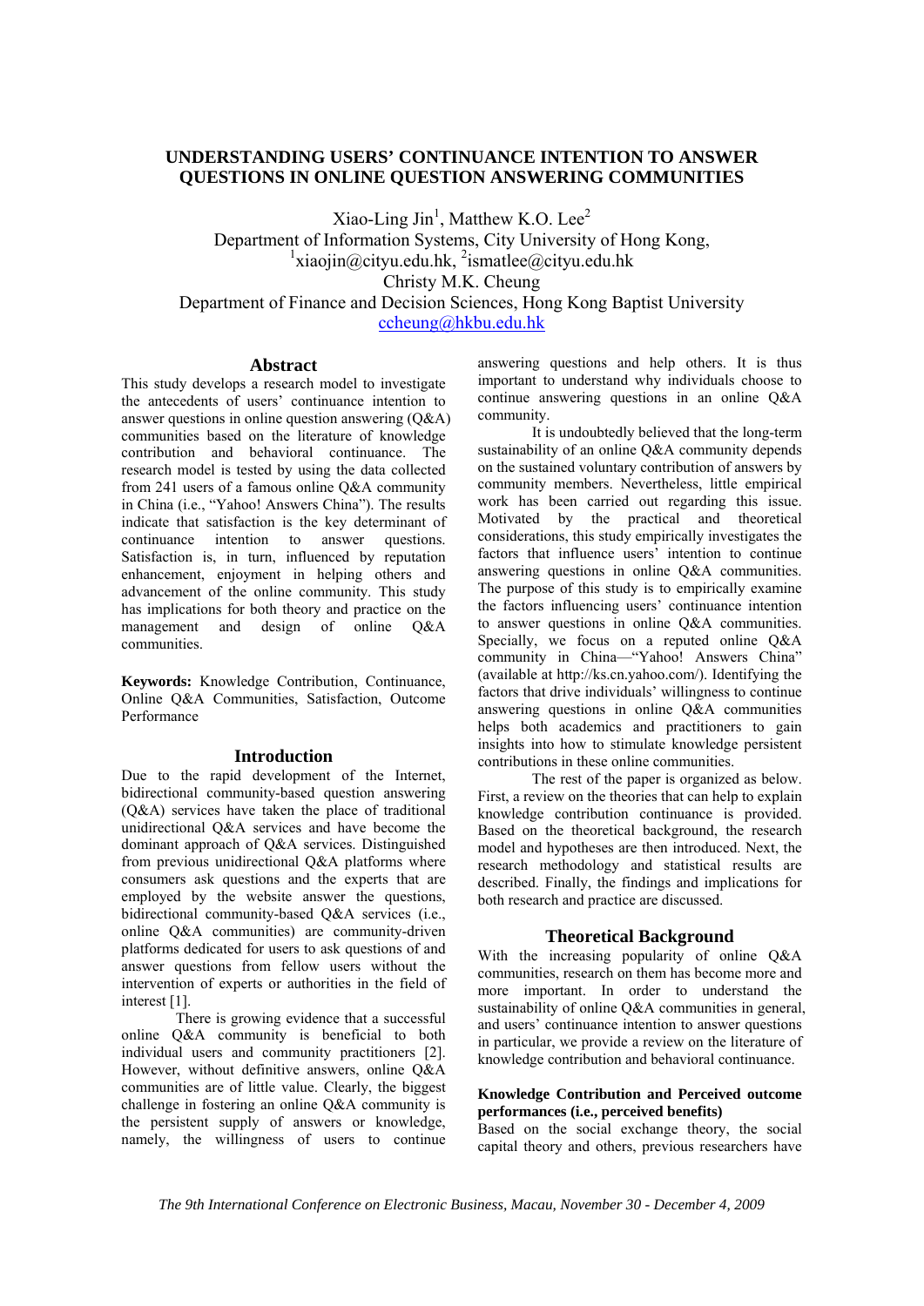# UNDERSTANDING USERS' CONTINUANCE INTENTION TO ANSWER QUESTIONS IN ONLINE QUESTION ANSWERING COMMUNITIES

Xiao-Ling Jin[1], Matthew K.O. Lee[2]
Department of Information Systems, City University of Hong Kong,
[1]xiaojin@cityu.edu.hk, [2]ismatlee@cityu.edu.hk
Christy M.K. Cheung
Department of Finance and Decision Sciences, Hong Kong Baptist University
ccheung@hkbu.edu.hk

## Abstract

This study develops a research model to investigate the antecedents of users' continuance intention to answer questions in online question answering (Q&A) communities based on the literature of knowledge contribution and behavioral continuance. The research model is tested by using the data collected from 241 users of a famous online Q&A community in China (i.e., "Yahoo! Answers China"). The results indicate that satisfaction is the key determinant of continuance intention to answer questions. Satisfaction is, in turn, influenced by reputation enhancement, enjoyment in helping others and advancement of the online community. This study has implications for both theory and practice on the management and design of online Q&A communities.

**Keywords:** Knowledge Contribution, Continuance, Online Q&A Communities, Satisfaction, Outcome Performance

## Introduction

Due to the rapid development of the Internet, bidirectional community-based question answering (Q&A) services have taken the place of traditional unidirectional Q&A services and have become the dominant approach of Q&A services. Distinguished from previous unidirectional Q&A platforms where consumers ask questions and the experts that are employed by the website answer the questions, bidirectional community-based Q&A services (i.e., online Q&A communities) are community-driven platforms dedicated for users to ask questions of and answer questions from fellow users without the intervention of experts or authorities in the field of interest [1].

There is growing evidence that a successful online Q&A community is beneficial to both individual users and community practitioners [2]. However, without definitive answers, online Q&A communities are of little value. Clearly, the biggest challenge in fostering an online Q&A community is the persistent supply of answers or knowledge, namely, the willingness of users to continue answering questions and help others. It is thus important to understand why individuals choose to continue answering questions in an online Q&A community.

It is undoubtedly believed that the long-term sustainability of an online Q&A community depends on the sustained voluntary contribution of answers by community members. Nevertheless, little empirical work has been carried out regarding this issue. Motivated by the practical and theoretical considerations, this study empirically investigates the factors that influence users' intention to continue answering questions in online Q&A communities. The purpose of this study is to empirically examine the factors influencing users' continuance intention to answer questions in online Q&A communities. Specially, we focus on a reputed online Q&A community in China—"Yahoo! Answers China" (available at http://ks.cn.yahoo.com/). Identifying the factors that drive individuals' willingness to continue answering questions in online Q&A communities helps both academics and practitioners to gain insights into how to stimulate knowledge persistent contributions in these online communities.

The rest of the paper is organized as below. First, a review on the theories that can help to explain knowledge contribution continuance is provided. Based on the theoretical background, the research model and hypotheses are then introduced. Next, the research methodology and statistical results are described. Finally, the findings and implications for both research and practice are discussed.

## Theoretical Background

With the increasing popularity of online Q&A communities, research on them has become more and more important. In order to understand the sustainability of online Q&A communities in general, and users' continuance intention to answer questions in particular, we provide a review on the literature of knowledge contribution and behavioral continuance.

### Knowledge Contribution and Perceived outcome performances (i.e., perceived benefits)

Based on the social exchange theory, the social capital theory and others, previous researchers have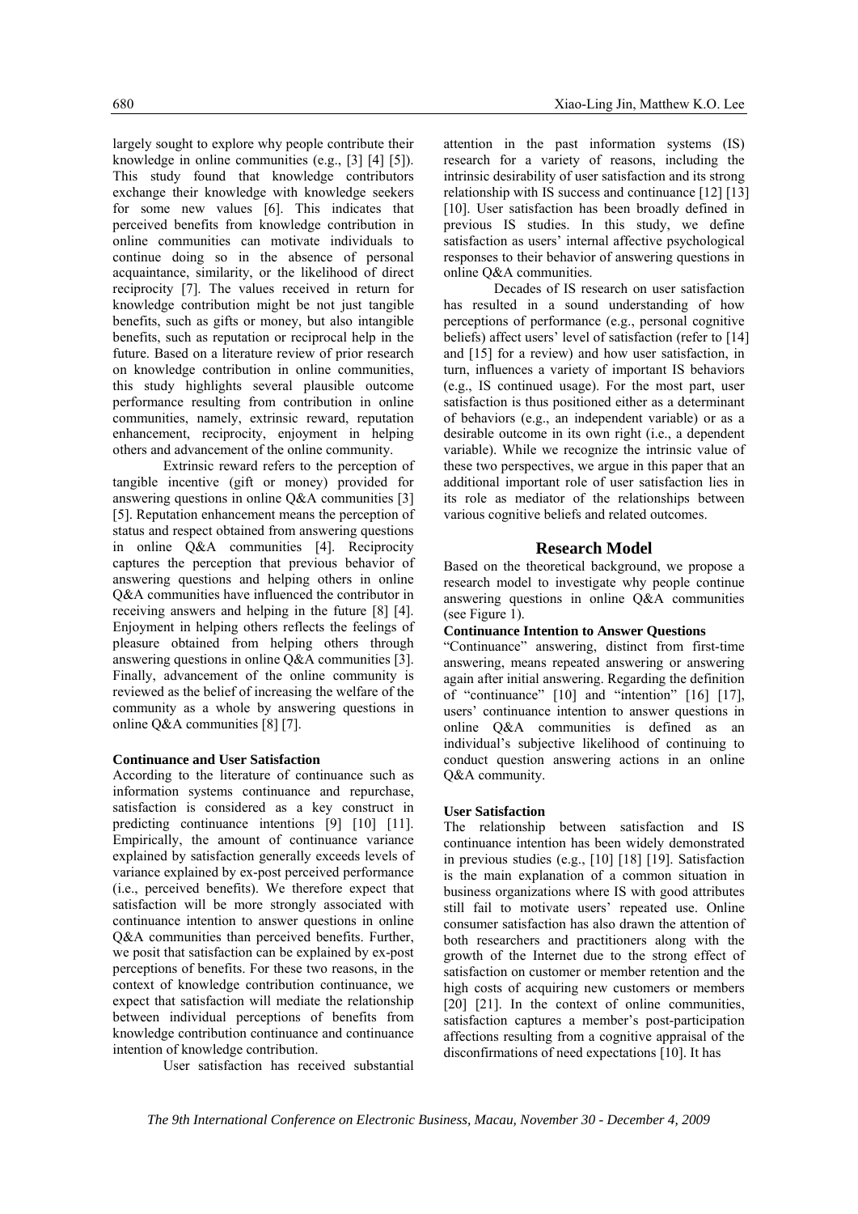largely sought to explore why people contribute their knowledge in online communities (e.g., [3] [4] [5]). This study found that knowledge contributors exchange their knowledge with knowledge seekers for some new values [6]. This indicates that perceived benefits from knowledge contribution in online communities can motivate individuals to continue doing so in the absence of personal acquaintance, similarity, or the likelihood of direct reciprocity [7]. The values received in return for knowledge contribution might be not just tangible benefits, such as gifts or money, but also intangible benefits, such as reputation or reciprocal help in the future. Based on a literature review of prior research on knowledge contribution in online communities, this study highlights several plausible outcome performance resulting from contribution in online communities, namely, extrinsic reward, reputation enhancement, reciprocity, enjoyment in helping others and advancement of the online community.

Extrinsic reward refers to the perception of tangible incentive (gift or money) provided for answering questions in online Q&A communities [3] [5]. Reputation enhancement means the perception of status and respect obtained from answering questions in online Q&A communities [4]. Reciprocity captures the perception that previous behavior of answering questions and helping others in online Q&A communities have influenced the contributor in receiving answers and helping in the future [8] [4]. Enjoyment in helping others reflects the feelings of pleasure obtained from helping others through answering questions in online Q&A communities [3]. Finally, advancement of the online community is reviewed as the belief of increasing the welfare of the community as a whole by answering questions in online Q&A communities [8] [7].

### Continuance and User Satisfaction

According to the literature of continuance such as information systems continuance and repurchase, satisfaction is considered as a key construct in predicting continuance intentions [9] [10] [11]. Empirically, the amount of continuance variance explained by satisfaction generally exceeds levels of variance explained by ex-post perceived performance (i.e., perceived benefits). We therefore expect that satisfaction will be more strongly associated with continuance intention to answer questions in online Q&A communities than perceived benefits. Further, we posit that satisfaction can be explained by ex-post perceptions of benefits. For these two reasons, in the context of knowledge contribution continuance, we expect that satisfaction will mediate the relationship between individual perceptions of benefits from knowledge contribution continuance and continuance intention of knowledge contribution.

User satisfaction has received substantial attention in the past information systems (IS) research for a variety of reasons, including the intrinsic desirability of user satisfaction and its strong relationship with IS success and continuance [12] [13] [10]. User satisfaction has been broadly defined in previous IS studies. In this study, we define satisfaction as users' internal affective psychological responses to their behavior of answering questions in online Q&A communities.

Decades of IS research on user satisfaction has resulted in a sound understanding of how perceptions of performance (e.g., personal cognitive beliefs) affect users' level of satisfaction (refer to [14] and [15] for a review) and how user satisfaction, in turn, influences a variety of important IS behaviors (e.g., IS continued usage). For the most part, user satisfaction is thus positioned either as a determinant of behaviors (e.g., an independent variable) or as a desirable outcome in its own right (i.e., a dependent variable). While we recognize the intrinsic value of these two perspectives, we argue in this paper that an additional important role of user satisfaction lies in its role as mediator of the relationships between various cognitive beliefs and related outcomes.

## Research Model

Based on the theoretical background, we propose a research model to investigate why people continue answering questions in online Q&A communities (see Figure 1).

### Continuance Intention to Answer Questions

"Continuance" answering, distinct from first-time answering, means repeated answering or answering again after initial answering. Regarding the definition of "continuance" [10] and "intention" [16] [17], users' continuance intention to answer questions in online Q&A communities is defined as an individual's subjective likelihood of continuing to conduct question answering actions in an online Q&A community.

### User Satisfaction

The relationship between satisfaction and IS continuance intention has been widely demonstrated in previous studies (e.g., [10] [18] [19]. Satisfaction is the main explanation of a common situation in business organizations where IS with good attributes still fail to motivate users' repeated use. Online consumer satisfaction has also drawn the attention of both researchers and practitioners along with the growth of the Internet due to the strong effect of satisfaction on customer or member retention and the high costs of acquiring new customers or members [20] [21]. In the context of online communities, satisfaction captures a member's post-participation affections resulting from a cognitive appraisal of the disconfirmations of need expectations [10]. It has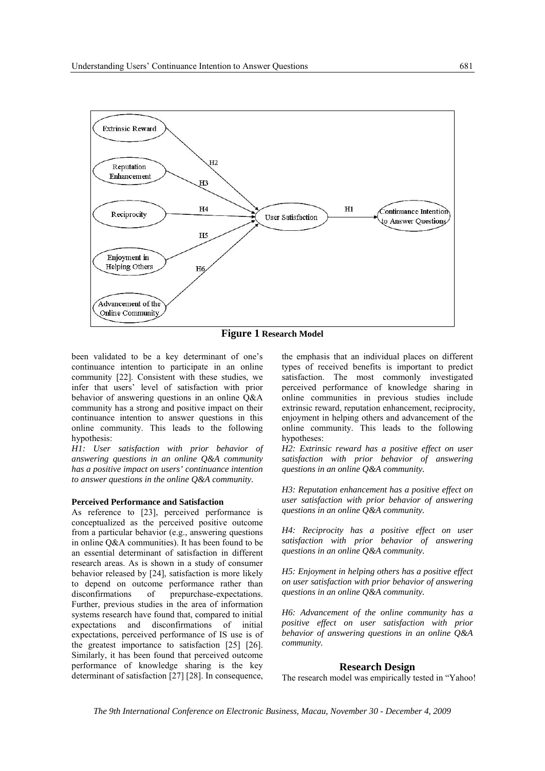**Figure 1** Research Model

been validated to be a key determinant of one's continuance intention to participate in an online community [22]. Consistent with these studies, we infer that users' level of satisfaction with prior behavior of answering questions in an online Q&A community has a strong and positive impact on their continuance intention to answer questions in this online community. This leads to the following hypothesis:

*H1: User satisfaction with prior behavior of answering questions in an online Q&A community has a positive impact on users' continuance intention to answer questions in the online Q&A community.*

#### Perceived Performance and Satisfaction

As reference to [23], perceived performance is conceptualized as the perceived positive outcome from a particular behavior (e.g., answering questions in online Q&A communities). It has been found to be an essential determinant of satisfaction in different research areas. As is shown in a study of consumer behavior released by [24], satisfaction is more likely to depend on outcome performance rather than disconfirmations of prepurchase-expectations. Further, previous studies in the area of information systems research have found that, compared to initial expectations and disconfirmations of initial expectations, perceived performance of IS use is of the greatest importance to satisfaction [25] [26]. Similarly, it has been found that perceived outcome performance of knowledge sharing is the key determinant of satisfaction [27] [28]. In consequence, the emphasis that an individual places on different types of received benefits is important to predict satisfaction. The most commonly investigated perceived performance of knowledge sharing in online communities in previous studies include extrinsic reward, reputation enhancement, reciprocity, enjoyment in helping others and advancement of the online community. This leads to the following hypotheses:

*H2: Extrinsic reward has a positive effect on user satisfaction with prior behavior of answering questions in an online Q&A community.*

*H3: Reputation enhancement has a positive effect on user satisfaction with prior behavior of answering questions in an online Q&A community.*

*H4: Reciprocity has a positive effect on user satisfaction with prior behavior of answering questions in an online Q&A community.*

*H5: Enjoyment in helping others has a positive effect on user satisfaction with prior behavior of answering questions in an online Q&A community.*

*H6: Advancement of the online community has a positive effect on user satisfaction with prior behavior of answering questions in an online Q&A community.*

## Research Design

The research model was empirically tested in "Yahoo!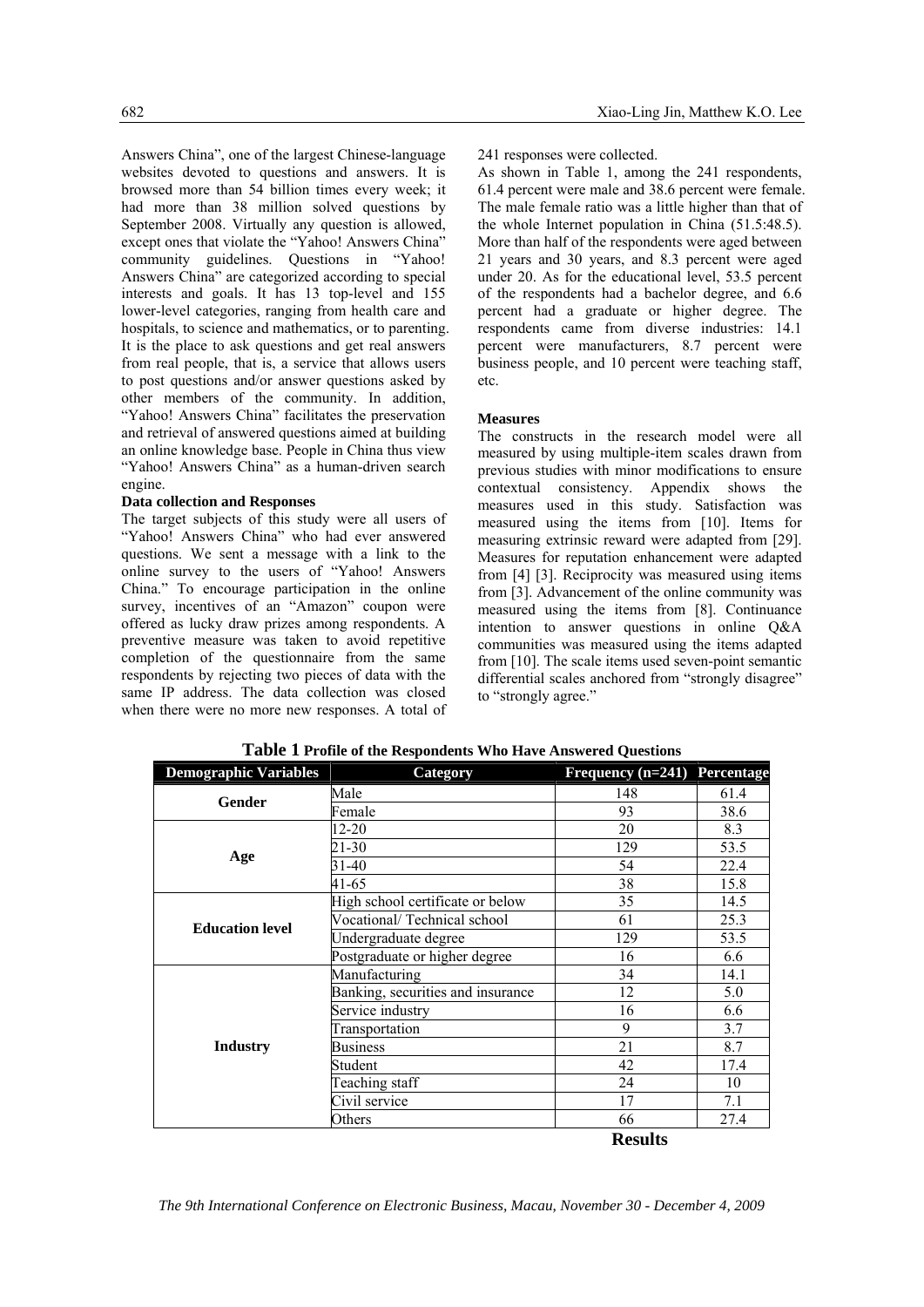Answers China", one of the largest Chinese-language websites devoted to questions and answers. It is browsed more than 54 billion times every week; it had more than 38 million solved questions by September 2008. Virtually any question is allowed, except ones that violate the "Yahoo! Answers China" community guidelines. Questions in "Yahoo! Answers China" are categorized according to special interests and goals. It has 13 top-level and 155 lower-level categories, ranging from health care and hospitals, to science and mathematics, or to parenting. It is the place to ask questions and get real answers from real people, that is, a service that allows users to post questions and/or answer questions asked by other members of the community. In addition, "Yahoo! Answers China" facilitates the preservation and retrieval of answered questions aimed at building an online knowledge base. People in China thus view "Yahoo! Answers China" as a human-driven search engine.

**Data collection and Responses**

The target subjects of this study were all users of "Yahoo! Answers China" who had ever answered questions. We sent a message with a link to the online survey to the users of "Yahoo! Answers China." To encourage participation in the online survey, incentives of an "Amazon" coupon were offered as lucky draw prizes among respondents. A preventive measure was taken to avoid repetitive completion of the questionnaire from the same respondents by rejecting two pieces of data with the same IP address. The data collection was closed when there were no more new responses. A total of 241 responses were collected.

As shown in Table 1, among the 241 respondents, 61.4 percent were male and 38.6 percent were female. The male female ratio was a little higher than that of the whole Internet population in China (51.5:48.5). More than half of the respondents were aged between 21 years and 30 years, and 8.3 percent were aged under 20. As for the educational level, 53.5 percent of the respondents had a bachelor degree, and 6.6 percent had a graduate or higher degree. The respondents came from diverse industries: 14.1 percent were manufacturers, 8.7 percent were business people, and 10 percent were teaching staff, etc.

**Measures**

The constructs in the research model were all measured by using multiple-item scales drawn from previous studies with minor modifications to ensure contextual consistency. Appendix shows the measures used in this study. Satisfaction was measured using the items from [10]. Items for measuring extrinsic reward were adapted from [29]. Measures for reputation enhancement were adapted from [4] [3]. Reciprocity was measured using items from [3]. Advancement of the online community was measured using the items from [8]. Continuance intention to answer questions in online Q&A communities was measured using the items adapted from [10]. The scale items used seven-point semantic differential scales anchored from "strongly disagree" to "strongly agree."

**Table 1 Profile of the Respondents Who Have Answered Questions**

| Demographic Variables | Category | Frequency (n=241) | Percentage |
|---|---|---|---|
| **Gender** | Male | 148 | 61.4 |
| | Female | 93 | 38.6 |
| **Age** | 12-20 | 20 | 8.3 |
| | 21-30 | 129 | 53.5 |
| | 31-40 | 54 | 22.4 |
| | 41-65 | 38 | 15.8 |
| **Education level** | High school certificate or below | 35 | 14.5 |
| | Vocational/ Technical school | 61 | 25.3 |
| | Undergraduate degree | 129 | 53.5 |
| | Postgraduate or higher degree | 16 | 6.6 |
| **Industry** | Manufacturing | 34 | 14.1 |
| | Banking, securities and insurance | 12 | 5.0 |
| | Service industry | 16 | 6.6 |
| | Transportation | 9 | 3.7 |
| | Business | 21 | 8.7 |
| | Student | 42 | 17.4 |
| | Teaching staff | 24 | 10 |
| | Civil service | 17 | 7.1 |
| | Others | 66 | 27.4 |

## Results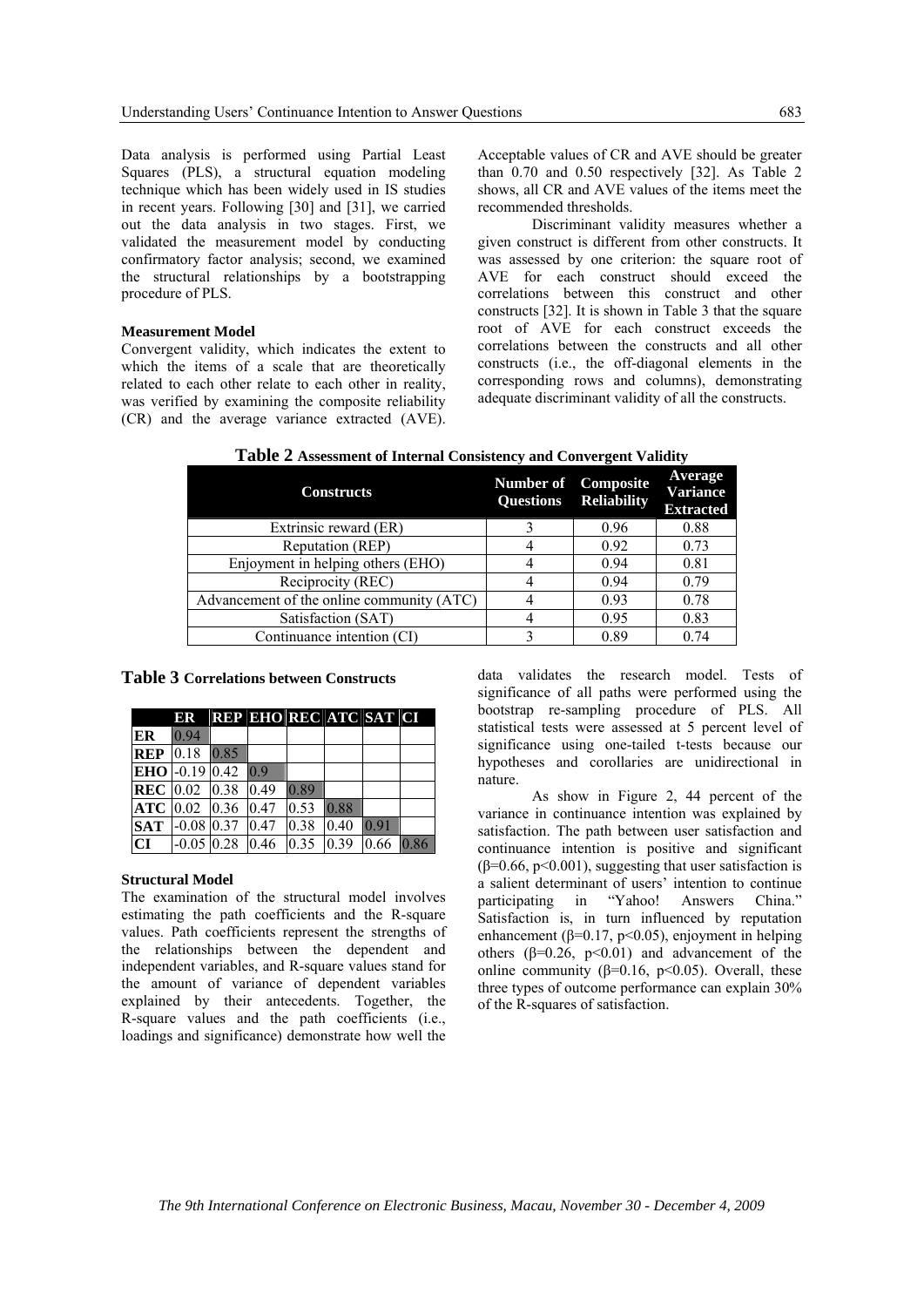Data analysis is performed using Partial Least Squares (PLS), a structural equation modeling technique which has been widely used in IS studies in recent years. Following [30] and [31], we carried out the data analysis in two stages. First, we validated the measurement model by conducting confirmatory factor analysis; second, we examined the structural relationships by a bootstrapping procedure of PLS.

### Measurement Model

Convergent validity, which indicates the extent to which the items of a scale that are theoretically related to each other relate to each other in reality, was verified by examining the composite reliability (CR) and the average variance extracted (AVE). Acceptable values of CR and AVE should be greater than 0.70 and 0.50 respectively [32]. As Table 2 shows, all CR and AVE values of the items meet the recommended thresholds.

Discriminant validity measures whether a given construct is different from other constructs. It was assessed by one criterion: the square root of AVE for each construct should exceed the correlations between this construct and other constructs [32]. It is shown in Table 3 that the square root of AVE for each construct exceeds the correlations between the constructs and all other constructs (i.e., the off-diagonal elements in the corresponding rows and columns), demonstrating adequate discriminant validity of all the constructs.

**Table 2** Assessment of Internal Consistency and Convergent Validity

| Constructs | Number of Questions | Composite Reliability | Average Variance Extracted |
|---|---|---|---|
| Extrinsic reward (ER) | 3 | 0.96 | 0.88 |
| Reputation (REP) | 4 | 0.92 | 0.73 |
| Enjoyment in helping others (EHO) | 4 | 0.94 | 0.81 |
| Reciprocity (REC) | 4 | 0.94 | 0.79 |
| Advancement of the online community (ATC) | 4 | 0.93 | 0.78 |
| Satisfaction (SAT) | 4 | 0.95 | 0.83 |
| Continuance intention (CI) | 3 | 0.89 | 0.74 |

**Table 3** Correlations between Constructs

| | ER | REP | EHO | REC | ATC | SAT | CI |
|---|---|---|---|---|---|---|---|
| **ER** | 0.94 | | | | | | |
| **REP** | 0.18 | 0.85 | | | | | |
| **EHO** | -0.19 | 0.42 | 0.9 | | | | |
| **REC** | 0.02 | 0.38 | 0.49 | 0.89 | | | |
| **ATC** | 0.02 | 0.36 | 0.47 | 0.53 | 0.88 | | |
| **SAT** | -0.08 | 0.37 | 0.47 | 0.38 | 0.40 | 0.91 | |
| **CI** | -0.05 | 0.28 | 0.46 | 0.35 | 0.39 | 0.66 | 0.86 |

### Structural Model

The examination of the structural model involves estimating the path coefficients and the R-square values. Path coefficients represent the strengths of the relationships between the dependent and independent variables, and R-square values stand for the amount of variance of dependent variables explained by their antecedents. Together, the R-square values and the path coefficients (i.e., loadings and significance) demonstrate how well the data validates the research model. Tests of significance of all paths were performed using the bootstrap re-sampling procedure of PLS. All statistical tests were assessed at 5 percent level of significance using one-tailed t-tests because our hypotheses and corollaries are unidirectional in nature.

As show in Figure 2, 44 percent of the variance in continuance intention was explained by satisfaction. The path between user satisfaction and continuance intention is positive and significant ($\beta=0.66$, $p<0.001$), suggesting that user satisfaction is a salient determinant of users' intention to continue participating in "Yahoo! Answers China." Satisfaction is, in turn influenced by reputation enhancement ($\beta=0.17$, $p<0.05$), enjoyment in helping others ($\beta=0.26$, $p<0.01$) and advancement of the online community ($\beta=0.16$, $p<0.05$). Overall, these three types of outcome performance can explain 30% of the R-squares of satisfaction.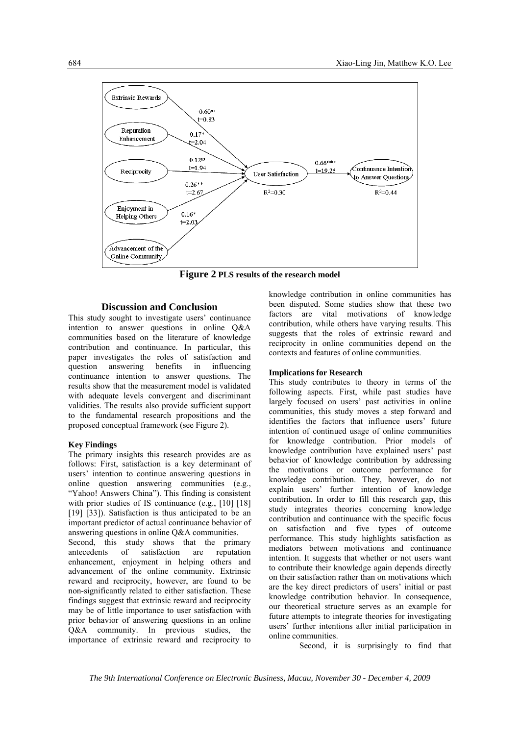Figure 2 PLS results of the research model

## Discussion and Conclusion

This study sought to investigate users' continuance intention to answer questions in online Q&A communities based on the literature of knowledge contribution and continuance. In particular, this paper investigates the roles of satisfaction and question answering benefits in influencing continuance intention to answer questions. The results show that the measurement model is validated with adequate levels convergent and discriminant validities. The results also provide sufficient support to the fundamental research propositions and the proposed conceptual framework (see Figure 2).

### Key Findings

The primary insights this research provides are as follows: First, satisfaction is a key determinant of users' intention to continue answering questions in online question answering communities (e.g., "Yahoo! Answers China"). This finding is consistent with prior studies of IS continuance (e.g., [10] [18] [19] [33]). Satisfaction is thus anticipated to be an important predictor of actual continuance behavior of answering questions in online Q&A communities.

Second, this study shows that the primary antecedents of satisfaction are reputation enhancement, enjoyment in helping others and advancement of the online community. Extrinsic reward and reciprocity, however, are found to be non-significantly related to either satisfaction. These findings suggest that extrinsic reward and reciprocity may be of little importance to user satisfaction with prior behavior of answering questions in an online Q&A community. In previous studies, the importance of extrinsic reward and reciprocity to knowledge contribution in online communities has been disputed. Some studies show that these two factors are vital motivations of knowledge contribution, while others have varying results. This suggests that the roles of extrinsic reward and reciprocity in online communities depend on the contexts and features of online communities.

### Implications for Research

This study contributes to theory in terms of the following aspects. First, while past studies have largely focused on users' past activities in online communities, this study moves a step forward and identifies the factors that influence users' future intention of continued usage of online communities for knowledge contribution. Prior models of knowledge contribution have explained users' past behavior of knowledge contribution by addressing the motivations or outcome performance for knowledge contribution. They, however, do not explain users' further intention of knowledge contribution. In order to fill this research gap, this study integrates theories concerning knowledge contribution and continuance with the specific focus on satisfaction and five types of outcome performance. This study highlights satisfaction as mediators between motivations and continuance intention. It suggests that whether or not users want to contribute their knowledge again depends directly on their satisfaction rather than on motivations which are the key direct predictors of users' initial or past knowledge contribution behavior. In consequence, our theoretical structure serves as an example for future attempts to integrate theories for investigating users' further intentions after initial participation in online communities.

Second, it is surprisingly to find that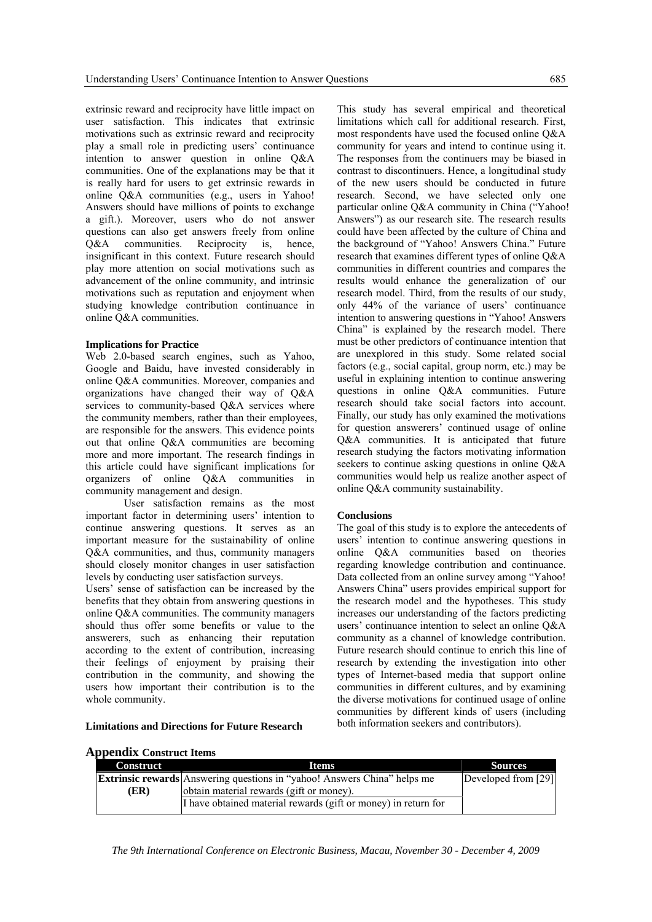extrinsic reward and reciprocity have little impact on user satisfaction. This indicates that extrinsic motivations such as extrinsic reward and reciprocity play a small role in predicting users' continuance intention to answer question in online Q&A communities. One of the explanations may be that it is really hard for users to get extrinsic rewards in online Q&A communities (e.g., users in Yahoo! Answers should have millions of points to exchange a gift.). Moreover, users who do not answer questions can also get answers freely from online Q&A communities. Reciprocity is, hence, insignificant in this context. Future research should play more attention on social motivations such as advancement of the online community, and intrinsic motivations such as reputation and enjoyment when studying knowledge contribution continuance in online Q&A communities.

#### Implications for Practice

Web 2.0-based search engines, such as Yahoo, Google and Baidu, have invested considerably in online Q&A communities. Moreover, companies and organizations have changed their way of Q&A services to community-based Q&A services where the community members, rather than their employees, are responsible for the answers. This evidence points out that online Q&A communities are becoming more and more important. The research findings in this article could have significant implications for organizers of online Q&A communities in community management and design.

User satisfaction remains as the most important factor in determining users' intention to continue answering questions. It serves as an important measure for the sustainability of online Q&A communities, and thus, community managers should closely monitor changes in user satisfaction levels by conducting user satisfaction surveys.

Users' sense of satisfaction can be increased by the benefits that they obtain from answering questions in online Q&A communities. The community managers should thus offer some benefits or value to the answerers, such as enhancing their reputation according to the extent of contribution, increasing their feelings of enjoyment by praising their contribution in the community, and showing the users how important their contribution is to the whole community.

#### Limitations and Directions for Future Research

This study has several empirical and theoretical limitations which call for additional research. First, most respondents have used the focused online Q&A community for years and intend to continue using it. The responses from the continuers may be biased in contrast to discontinuers. Hence, a longitudinal study of the new users should be conducted in future research. Second, we have selected only one particular online Q&A community in China ("Yahoo! Answers") as our research site. The research results could have been affected by the culture of China and the background of "Yahoo! Answers China." Future research that examines different types of online Q&A communities in different countries and compares the results would enhance the generalization of our research model. Third, from the results of our study, only 44% of the variance of users' continuance intention to answering questions in "Yahoo! Answers China" is explained by the research model. There must be other predictors of continuance intention that are unexplored in this study. Some related social factors (e.g., social capital, group norm, etc.) may be useful in explaining intention to continue answering questions in online Q&A communities. Future research should take social factors into account. Finally, our study has only examined the motivations for question answerers' continued usage of online Q&A communities. It is anticipated that future research studying the factors motivating information seekers to continue asking questions in online Q&A communities would help us realize another aspect of online Q&A community sustainability.

#### Conclusions

The goal of this study is to explore the antecedents of users' intention to continue answering questions in online Q&A communities based on theories regarding knowledge contribution and continuance. Data collected from an online survey among "Yahoo! Answers China" users provides empirical support for the research model and the hypotheses. This study increases our understanding of the factors predicting users' continuance intention to select an online Q&A community as a channel of knowledge contribution. Future research should continue to enrich this line of research by extending the investigation into other types of Internet-based media that support online communities in different cultures, and by examining the diverse motivations for continued usage of online communities by different kinds of users (including both information seekers and contributors).

## Appendix Construct Items

| Construct | Items | Sources |
|---|---|---|
| **Extrinsic rewards (ER)** | Answering questions in "yahoo! Answers China" helps me obtain material rewards (gift or money). | Developed from [29] |
| | I have obtained material rewards (gift or money) in return for | |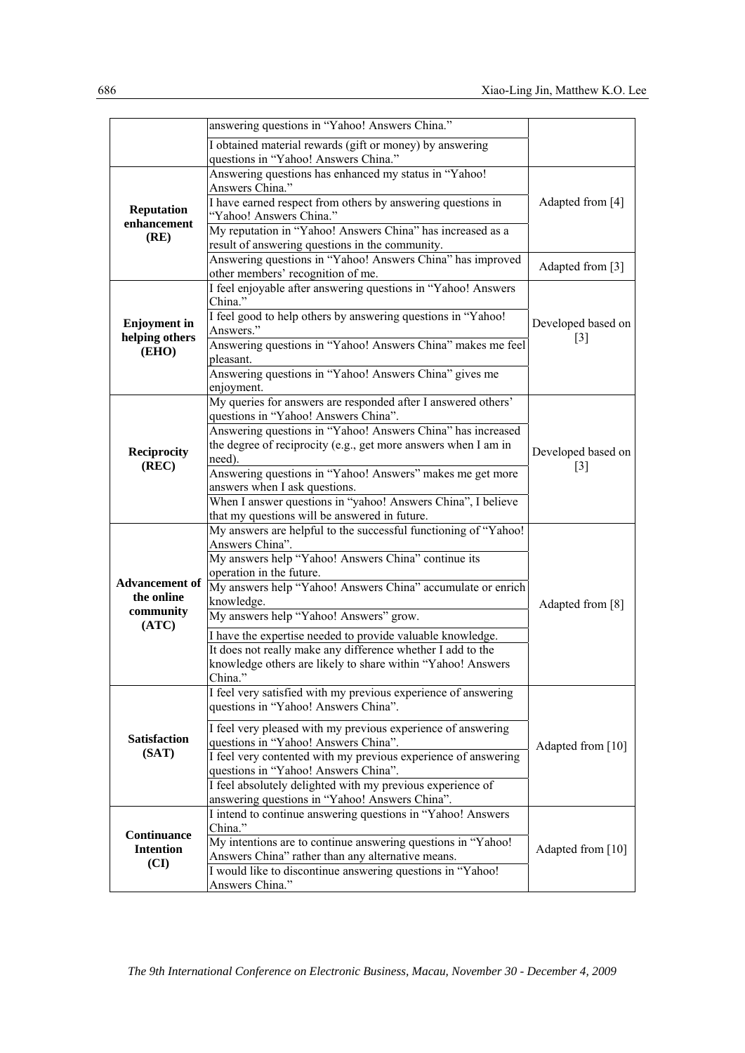| | | |
|---|---|---|
| | answering questions in "Yahoo! Answers China." | |
| | I obtained material rewards (gift or money) by answering questions in "Yahoo! Answers China." | |
| **Reputation enhancement (RE)** | Answering questions has enhanced my status in "Yahoo! Answers China." | Adapted from [4] |
| | I have earned respect from others by answering questions in "Yahoo! Answers China." | |
| | My reputation in "Yahoo! Answers China" has increased as a result of answering questions in the community. | |
| | Answering questions in "Yahoo! Answers China" has improved other members' recognition of me. | Adapted from [3] |
| **Enjoyment in helping others (EHO)** | I feel enjoyable after answering questions in "Yahoo! Answers China." | Developed based on [3] |
| | I feel good to help others by answering questions in "Yahoo! Answers." | |
| | Answering questions in "Yahoo! Answers China" makes me feel pleasant. | |
| | Answering questions in "Yahoo! Answers China" gives me enjoyment. | |
| **Reciprocity (REC)** | My queries for answers are responded after I answered others' questions in "Yahoo! Answers China". | Developed based on [3] |
| | Answering questions in "Yahoo! Answers China" has increased the degree of reciprocity (e.g., get more answers when I am in need). | |
| | Answering questions in "Yahoo! Answers" makes me get more answers when I ask questions. | |
| | When I answer questions in "yahoo! Answers China", I believe that my questions will be answered in future. | |
| **Advancement of the online community (ATC)** | My answers are helpful to the successful functioning of "Yahoo! Answers China". | Adapted from [8] |
| | My answers help "Yahoo! Answers China" continue its operation in the future. | |
| | My answers help "Yahoo! Answers China" accumulate or enrich knowledge. | |
| | My answers help "Yahoo! Answers" grow. | |
| | I have the expertise needed to provide valuable knowledge. | |
| | It does not really make any difference whether I add to the knowledge others are likely to share within "Yahoo! Answers China." | |
| **Satisfaction (SAT)** | I feel very satisfied with my previous experience of answering questions in "Yahoo! Answers China". | Adapted from [10] |
| | I feel very pleased with my previous experience of answering questions in "Yahoo! Answers China". | |
| | I feel very contented with my previous experience of answering questions in "Yahoo! Answers China". | |
| | I feel absolutely delighted with my previous experience of answering questions in "Yahoo! Answers China". | |
| **Continuance Intention (CI)** | I intend to continue answering questions in "Yahoo! Answers China." | Adapted from [10] |
| | My intentions are to continue answering questions in "Yahoo! Answers China" rather than any alternative means. | |
| | I would like to discontinue answering questions in "Yahoo! Answers China." | |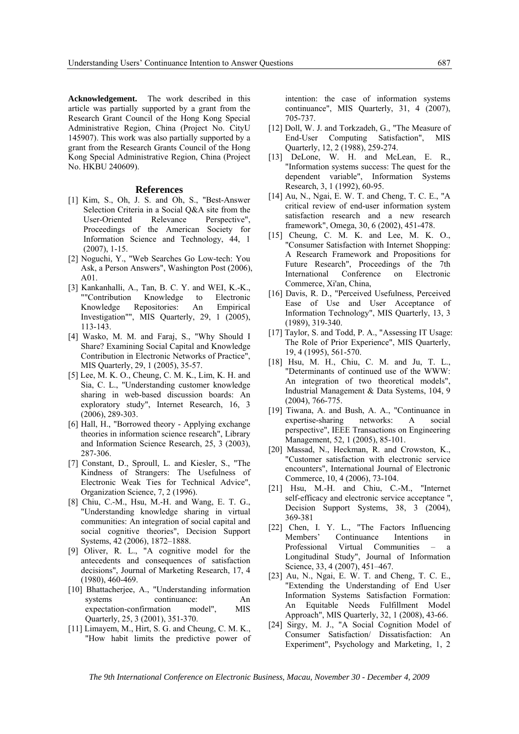**Acknowledgement.** The work described in this article was partially supported by a grant from the Research Grant Council of the Hong Kong Special Administrative Region, China (Project No. CityU 145907). This work was also partially supported by a grant from the Research Grants Council of the Hong Kong Special Administrative Region, China (Project No. HKBU 240609).

## References

[1] Kim, S., Oh, J. S. and Oh, S., "Best-Answer Selection Criteria in a Social Q&A site from the User-Oriented Relevance Perspective", Proceedings of the American Society for Information Science and Technology, 44, 1 (2007), 1-15.

[2] Noguchi, Y., "Web Searches Go Low-tech: You Ask, a Person Answers", Washington Post (2006), A01.

[3] Kankanhalli, A., Tan, B. C. Y. and WEI, K.-K., ""Contribution Knowledge to Electronic Knowledge Repositories: An Empirical Investigation"", MIS Quarterly, 29, 1 (2005), 113-143.

[4] Wasko, M. M. and Faraj, S., "Why Should I Share? Examining Social Capital and Knowledge Contribution in Electronic Networks of Practice", MIS Quarterly, 29, 1 (2005), 35-57.

[5] Lee, M. K. O., Cheung, C. M. K., Lim, K. H. and Sia, C. L., "Understanding customer knowledge sharing in web-based discussion boards: An exploratory study", Internet Research, 16, 3 (2006), 289-303.

[6] Hall, H., "Borrowed theory - Applying exchange theories in information science research", Library and Information Science Research, 25, 3 (2003), 287-306.

[7] Constant, D., Sproull, L. and Kiesler, S., "The Kindness of Strangers: The Usefulness of Electronic Weak Ties for Technical Advice", Organization Science, 7, 2 (1996).

[8] Chiu, C.-M., Hsu, M.-H. and Wang, E. T. G., "Understanding knowledge sharing in virtual communities: An integration of social capital and social cognitive theories", Decision Support Systems, 42 (2006), 1872–1888.

[9] Oliver, R. L., "A cognitive model for the antecedents and consequences of satisfaction decisions", Journal of Marketing Research, 17, 4 (1980), 460-469.

[10] Bhattacherjee, A., "Understanding information systems continuance: An expectation-confirmation model", MIS Quarterly, 25, 3 (2001), 351-370.

[11] Limayem, M., Hirt, S. G. and Cheung, C. M. K., "How habit limits the predictive power of intention: the case of information systems continuance", MIS Quarterly, 31, 4 (2007), 705-737.

[12] Doll, W. J. and Torkzadeh, G., "The Measure of End-User Computing Satisfaction", MIS Quarterly, 12, 2 (1988), 259-274.

[13] DeLone, W. H. and McLean, E. R., "Information systems success: The quest for the dependent variable", Information Systems Research, 3, 1 (1992), 60-95.

[14] Au, N., Ngai, E. W. T. and Cheng, T. C. E., "A critical review of end-user information system satisfaction research and a new research framework", Omega, 30, 6 (2002), 451-478.

[15] Cheung, C. M. K. and Lee, M. K. O., "Consumer Satisfaction with Internet Shopping: A Research Framework and Propositions for Future Research", Proceedings of the 7th International Conference on Electronic Commerce, Xi'an, China,

[16] Davis, R. D., "Perceived Usefulness, Perceived Ease of Use and User Acceptance of Information Technology", MIS Quarterly, 13, 3 (1989), 319-340.

[17] Taylor, S. and Todd, P. A., "Assessing IT Usage: The Role of Prior Experience", MIS Quarterly, 19, 4 (1995), 561-570.

[18] Hsu, M. H., Chiu, C. M. and Ju, T. L., "Determinants of continued use of the WWW: An integration of two theoretical models", Industrial Management & Data Systems, 104, 9 (2004), 766-775.

[19] Tiwana, A. and Bush, A. A., "Continuance in expertise-sharing networks: A social perspective", IEEE Transactions on Engineering Management, 52, 1 (2005), 85-101.

[20] Massad, N., Heckman, R. and Crowston, K., "Customer satisfaction with electronic service encounters", International Journal of Electronic Commerce, 10, 4 (2006), 73-104.

[21] Hsu, M.-H. and Chiu, C.-M., "Internet self-efficacy and electronic service acceptance ", Decision Support Systems, 38, 3 (2004), 369-381

[22] Chen, I. Y. L., "The Factors Influencing Members' Continuance Intentions in Professional Virtual Communities – a Longitudinal Study", Journal of Information Science, 33, 4 (2007), 451–467.

[23] Au, N., Ngai, E. W. T. and Cheng, T. C. E., "Extending the Understanding of End User Information Systems Satisfaction Formation: An Equitable Needs Fulfillment Model Approach", MIS Quarterly, 32, 1 (2008), 43-66.

[24] Sirgy, M. J., "A Social Cognition Model of Consumer Satisfaction/ Dissatisfaction: An Experiment", Psychology and Marketing, 1, 2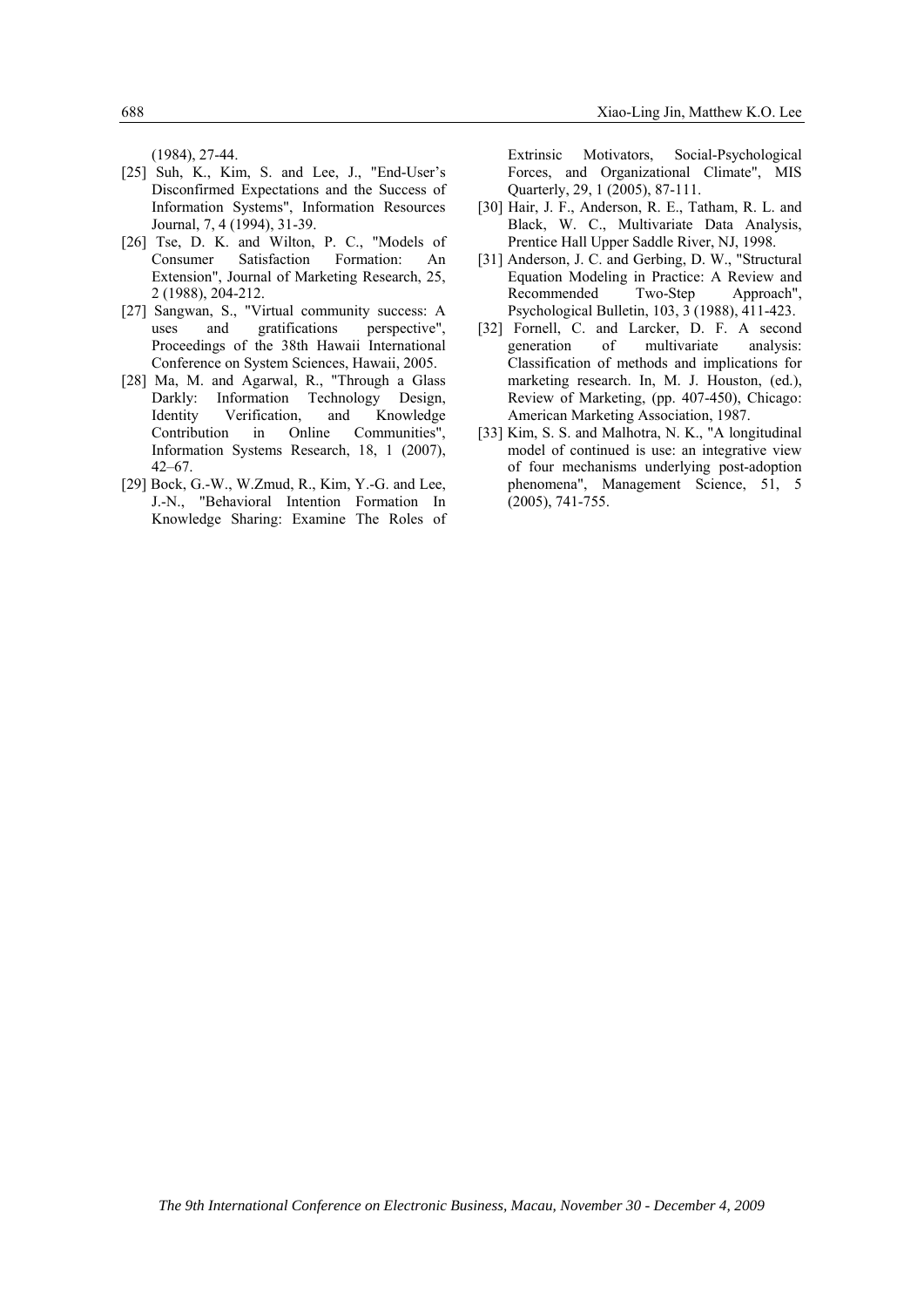(1984), 27-44.

[25] Suh, K., Kim, S. and Lee, J., "End-User's Disconfirmed Expectations and the Success of Information Systems", Information Resources Journal, 7, 4 (1994), 31-39.

[26] Tse, D. K. and Wilton, P. C., "Models of Consumer Satisfaction Formation: An Extension", Journal of Marketing Research, 25, 2 (1988), 204-212.

[27] Sangwan, S., "Virtual community success: A uses and gratifications perspective", Proceedings of the 38th Hawaii International Conference on System Sciences, Hawaii, 2005.

[28] Ma, M. and Agarwal, R., "Through a Glass Darkly: Information Technology Design, Identity Verification, and Knowledge Contribution in Online Communities", Information Systems Research, 18, 1 (2007), 42–67.

[29] Bock, G.-W., W.Zmud, R., Kim, Y.-G. and Lee, J.-N., "Behavioral Intention Formation In Knowledge Sharing: Examine The Roles of Extrinsic Motivators, Social-Psychological Forces, and Organizational Climate", MIS Quarterly, 29, 1 (2005), 87-111.

[30] Hair, J. F., Anderson, R. E., Tatham, R. L. and Black, W. C., Multivariate Data Analysis, Prentice Hall Upper Saddle River, NJ, 1998.

[31] Anderson, J. C. and Gerbing, D. W., "Structural Equation Modeling in Practice: A Review and Recommended Two-Step Approach", Psychological Bulletin, 103, 3 (1988), 411-423.

[32] Fornell, C. and Larcker, D. F. A second generation of multivariate analysis: Classification of methods and implications for marketing research. In, M. J. Houston, (ed.), Review of Marketing, (pp. 407-450), Chicago: American Marketing Association, 1987.

[33] Kim, S. S. and Malhotra, N. K., "A longitudinal model of continued is use: an integrative view of four mechanisms underlying post-adoption phenomena", Management Science, 51, 5 (2005), 741-755.